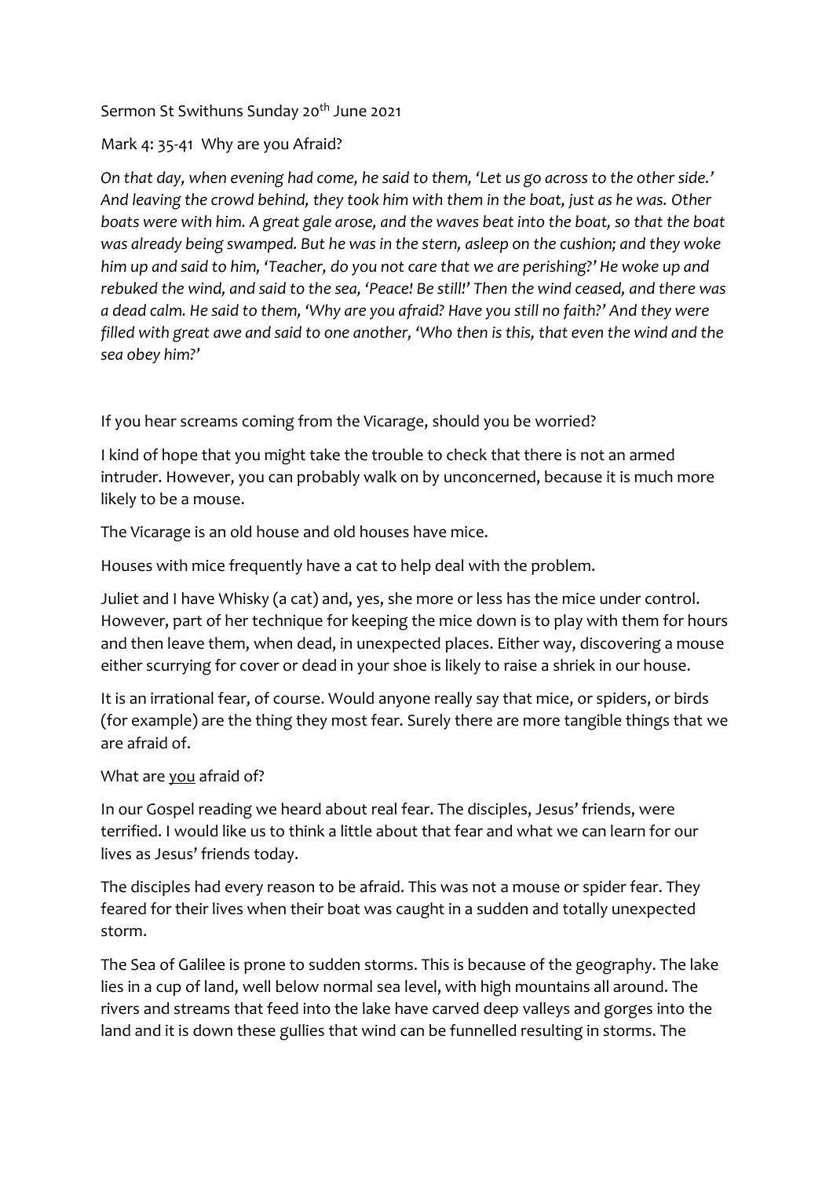Sermon St Swithuns Sunday 20th June 2021

Mark 4: 35-41 Why are you Afraid?

*On that day, when evening had come, he said to them, 'Let us go across to the other side.' And leaving the crowd behind, they took him with them in the boat, just as he was. Other boats were with him. A great gale arose, and the waves beat into the boat, so that the boat was already being swamped. But he was in the stern, asleep on the cushion; and they woke him up and said to him, 'Teacher, do you not care that we are perishing?' He woke up and rebuked the wind, and said to the sea, 'Peace! Be still!' Then the wind ceased, and there was a dead calm. He said to them, 'Why are you afraid? Have you still no faith?' And they were filled with great awe and said to one another, 'Who then is this, that even the wind and the sea obey him?'*

If you hear screams coming from the Vicarage, should you be worried?

I kind of hope that you might take the trouble to check that there is not an armed intruder. However, you can probably walk on by unconcerned, because it is much more likely to be a mouse.

The Vicarage is an old house and old houses have mice.

Houses with mice frequently have a cat to help deal with the problem.

Juliet and I have Whisky (a cat) and, yes, she more or less has the mice under control. However, part of her technique for keeping the mice down is to play with them for hours and then leave them, when dead, in unexpected places. Either way, discovering a mouse either scurrying for cover or dead in your shoe is likely to raise a shriek in our house.

It is an irrational fear, of course. Would anyone really say that mice, or spiders, or birds (for example) are the thing they most fear. Surely there are more tangible things that we are afraid of.

What are <u>you</u> afraid of?

In our Gospel reading we heard about real fear. The disciples, Jesus' friends, were terrified. I would like us to think a little about that fear and what we can learn for our lives as Jesus' friends today.

The disciples had every reason to be afraid. This was not a mouse or spider fear. They feared for their lives when their boat was caught in a sudden and totally unexpected storm.

The Sea of Galilee is prone to sudden storms. This is because of the geography. The lake lies in a cup of land, well below normal sea level, with high mountains all around. The rivers and streams that feed into the lake have carved deep valleys and gorges into the land and it is down these gullies that wind can be funnelled resulting in storms. The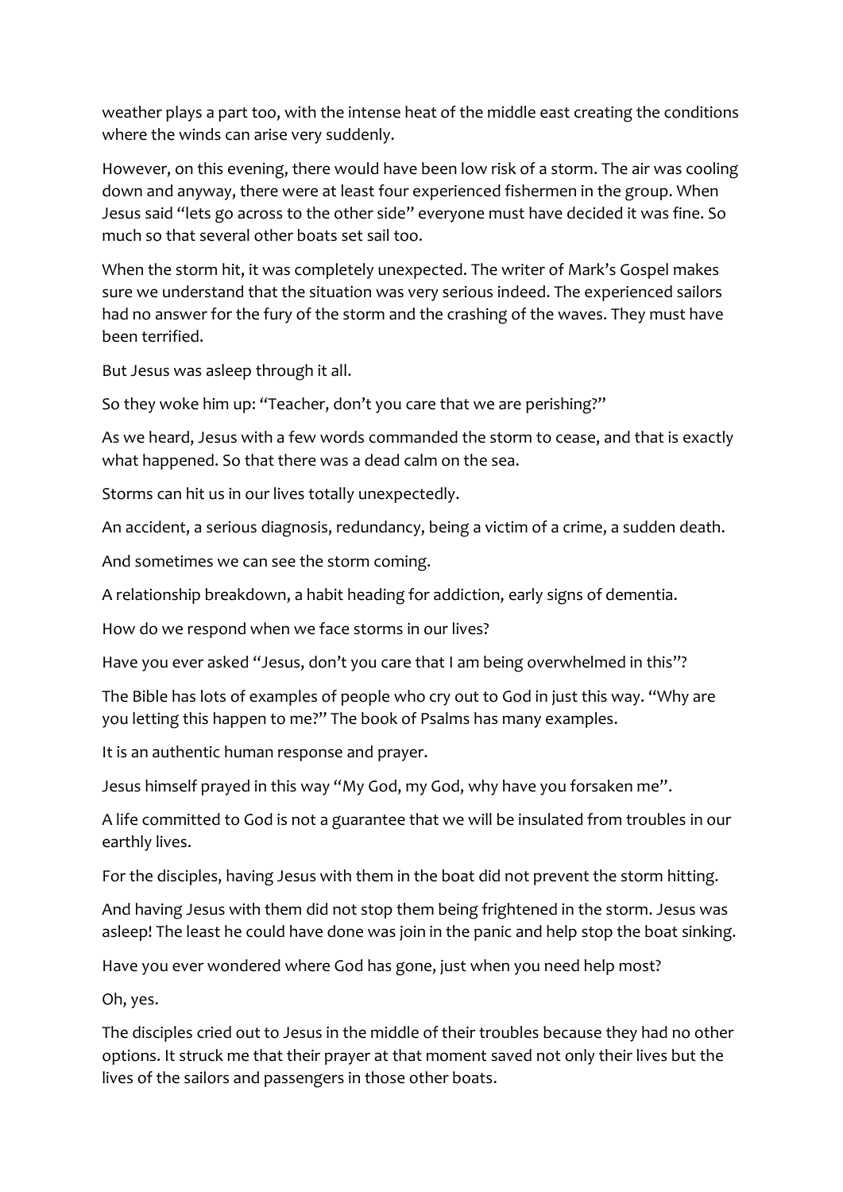weather plays a part too, with the intense heat of the middle east creating the conditions where the winds can arise very suddenly.

However, on this evening, there would have been low risk of a storm. The air was cooling down and anyway, there were at least four experienced fishermen in the group. When Jesus said "lets go across to the other side" everyone must have decided it was fine. So much so that several other boats set sail too.

When the storm hit, it was completely unexpected. The writer of Mark's Gospel makes sure we understand that the situation was very serious indeed. The experienced sailors had no answer for the fury of the storm and the crashing of the waves. They must have been terrified.

But Jesus was asleep through it all.

So they woke him up: "Teacher, don't you care that we are perishing?"

As we heard, Jesus with a few words commanded the storm to cease, and that is exactly what happened. So that there was a dead calm on the sea.

Storms can hit us in our lives totally unexpectedly.

An accident, a serious diagnosis, redundancy, being a victim of a crime, a sudden death.

And sometimes we can see the storm coming.

A relationship breakdown, a habit heading for addiction, early signs of dementia.

How do we respond when we face storms in our lives?

Have you ever asked "Jesus, don't you care that I am being overwhelmed in this"?

The Bible has lots of examples of people who cry out to God in just this way. "Why are you letting this happen to me?" The book of Psalms has many examples.

It is an authentic human response and prayer.

Jesus himself prayed in this way "My God, my God, why have you forsaken me".

A life committed to God is not a guarantee that we will be insulated from troubles in our earthly lives.

For the disciples, having Jesus with them in the boat did not prevent the storm hitting.

And having Jesus with them did not stop them being frightened in the storm. Jesus was asleep! The least he could have done was join in the panic and help stop the boat sinking.

Have you ever wondered where God has gone, just when you need help most?

Oh, yes.

The disciples cried out to Jesus in the middle of their troubles because they had no other options. It struck me that their prayer at that moment saved not only their lives but the lives of the sailors and passengers in those other boats.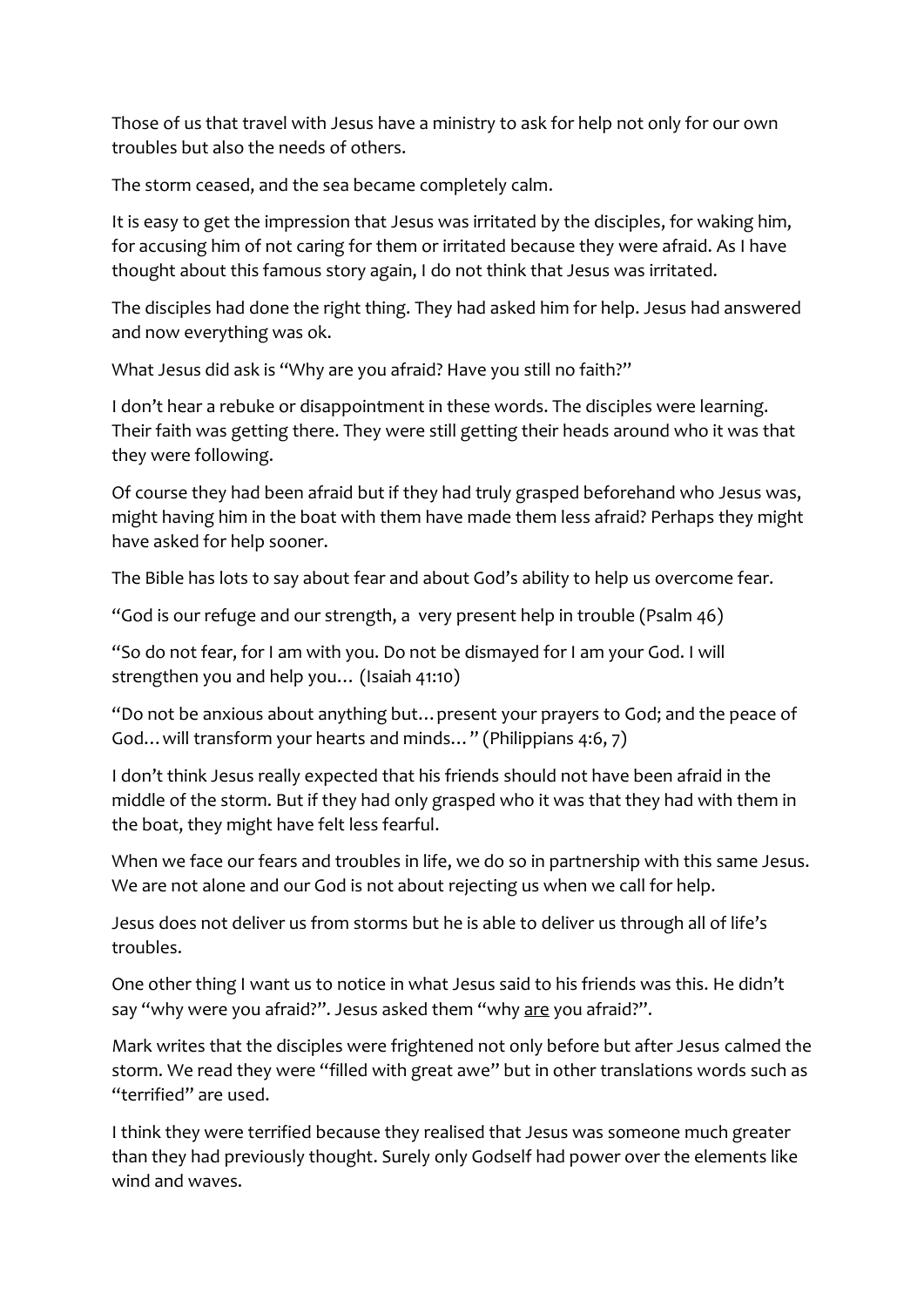Those of us that travel with Jesus have a ministry to ask for help not only for our own troubles but also the needs of others.

The storm ceased, and the sea became completely calm.

It is easy to get the impression that Jesus was irritated by the disciples, for waking him, for accusing him of not caring for them or irritated because they were afraid. As I have thought about this famous story again, I do not think that Jesus was irritated.

The disciples had done the right thing. They had asked him for help. Jesus had answered and now everything was ok.

What Jesus did ask is "Why are you afraid? Have you still no faith?"

I don't hear a rebuke or disappointment in these words. The disciples were learning. Their faith was getting there. They were still getting their heads around who it was that they were following.

Of course they had been afraid but if they had truly grasped beforehand who Jesus was, might having him in the boat with them have made them less afraid? Perhaps they might have asked for help sooner.

The Bible has lots to say about fear and about God's ability to help us overcome fear.

"God is our refuge and our strength, a very present help in trouble (Psalm 46)

"So do not fear, for I am with you. Do not be dismayed for I am your God. I will strengthen you and help you… (Isaiah 41:10)

"Do not be anxious about anything but…present your prayers to God; and the peace of God…will transform your hearts and minds…" (Philippians 4:6, 7)

I don't think Jesus really expected that his friends should not have been afraid in the middle of the storm. But if they had only grasped who it was that they had with them in the boat, they might have felt less fearful.

When we face our fears and troubles in life, we do so in partnership with this same Jesus. We are not alone and our God is not about rejecting us when we call for help.

Jesus does not deliver us from storms but he is able to deliver us through all of life's troubles.

One other thing I want us to notice in what Jesus said to his friends was this. He didn't say "why were you afraid?". Jesus asked them "why <u>are</u> you afraid?".

Mark writes that the disciples were frightened not only before but after Jesus calmed the storm. We read they were "filled with great awe" but in other translations words such as "terrified" are used.

I think they were terrified because they realised that Jesus was someone much greater than they had previously thought. Surely only Godself had power over the elements like wind and waves.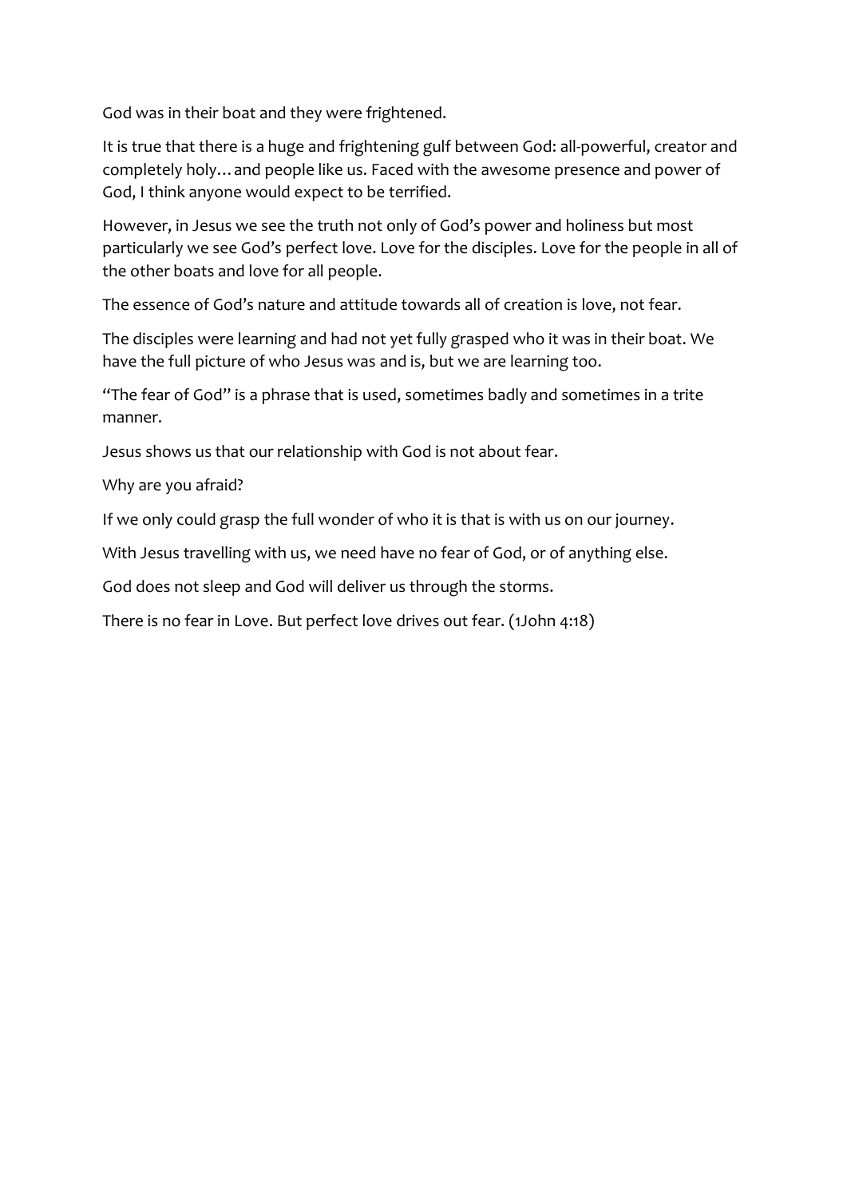God was in their boat and they were frightened.

It is true that there is a huge and frightening gulf between God: all-powerful, creator and completely holy… and people like us. Faced with the awesome presence and power of God, I think anyone would expect to be terrified.

However, in Jesus we see the truth not only of God's power and holiness but most particularly we see God's perfect love. Love for the disciples. Love for the people in all of the other boats and love for all people.

The essence of God's nature and attitude towards all of creation is love, not fear.

The disciples were learning and had not yet fully grasped who it was in their boat. We have the full picture of who Jesus was and is, but we are learning too.

"The fear of God" is a phrase that is used, sometimes badly and sometimes in a trite manner.

Jesus shows us that our relationship with God is not about fear.

Why are you afraid?

If we only could grasp the full wonder of who it is that is with us on our journey.

With Jesus travelling with us, we need have no fear of God, or of anything else.

God does not sleep and God will deliver us through the storms.

There is no fear in Love. But perfect love drives out fear. (1John 4:18)